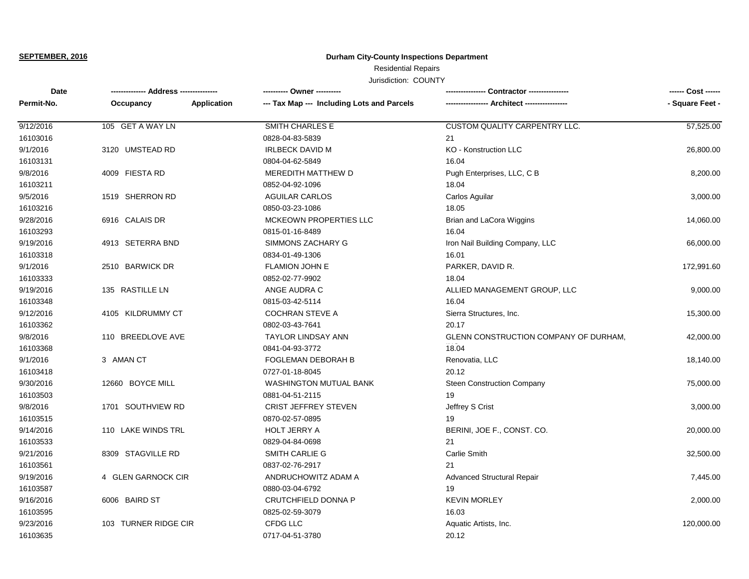**SEPTEMBER, 2016**

**Durham City-County Inspections Department**

Residential Repairs

Jurisdiction: COUNTY

| Date<br>Permit-No. | -------------- Address ---------------<br>Occupancy | Application | ---------- Owner ----------<br>--- Tax Map --- Including Lots and Parcels | ---------------- Contractor ----------------<br>----------------- Architect ----------------- | ------ Cost ------<br>- Square Feet - |
|---|---|---|---|---|---|
| 9/12/2016<br>16103016 | 105 GET A WAY LN | | SMITH CHARLES E<br>0828-04-83-5839 | CUSTOM QUALITY CARPENTRY LLC.<br>21 | 57,525.00 |
| 9/1/2016<br>16103131 | 3120 UMSTEAD RD | | IRLBECK DAVID M<br>0804-04-62-5849 | KO - Konstruction LLC<br>16.04 | 26,800.00 |
| 9/8/2016<br>16103211 | 4009 FIESTA RD | | MEREDITH MATTHEW D<br>0852-04-92-1096 | Pugh Enterprises, LLC, C B<br>18.04 | 8,200.00 |
| 9/5/2016<br>16103216 | 1519 SHERRON RD | | AGUILAR CARLOS<br>0850-03-23-1086 | Carlos Aguilar<br>18.05 | 3,000.00 |
| 9/28/2016<br>16103293 | 6916 CALAIS DR | | MCKEOWN PROPERTIES LLC<br>0815-01-16-8489 | Brian and LaCora Wiggins<br>16.04 | 14,060.00 |
| 9/19/2016<br>16103318 | 4913 SETERRA BND | | SIMMONS ZACHARY G<br>0834-01-49-1306 | Iron Nail Building Company, LLC<br>16.01 | 66,000.00 |
| 9/1/2016<br>16103333 | 2510 BARWICK DR | | FLAMION JOHN E<br>0852-02-77-9902 | PARKER, DAVID R.<br>18.04 | 172,991.60 |
| 9/19/2016<br>16103348 | 135 RASTILLE LN | | ANGE AUDRA C<br>0815-03-42-5114 | ALLIED MANAGEMENT GROUP, LLC<br>16.04 | 9,000.00 |
| 9/12/2016<br>16103362 | 4105 KILDRUMMY CT | | COCHRAN STEVE A<br>0802-03-43-7641 | Sierra Structures, Inc.<br>20.17 | 15,300.00 |
| 9/8/2016<br>16103368 | 110 BREEDLOVE AVE | | TAYLOR LINDSAY ANN<br>0841-04-93-3772 | GLENN CONSTRUCTION COMPANY OF DURHAM,<br>18.04 | 42,000.00 |
| 9/1/2016<br>16103418 | 3 AMAN CT | | FOGLEMAN DEBORAH B<br>0727-01-18-8045 | Renovatia, LLC<br>20.12 | 18,140.00 |
| 9/30/2016<br>16103503 | 12660 BOYCE MILL | | WASHINGTON MUTUAL BANK<br>0881-04-51-2115 | Steen Construction Company<br>19 | 75,000.00 |
| 9/8/2016<br>16103515 | 1701 SOUTHVIEW RD | | CRIST JEFFREY STEVEN<br>0870-02-57-0895 | Jeffrey S Crist<br>19 | 3,000.00 |
| 9/14/2016<br>16103533 | 110 LAKE WINDS TRL | | HOLT JERRY A<br>0829-04-84-0698 | BERINI, JOE F., CONST. CO.<br>21 | 20,000.00 |
| 9/21/2016<br>16103561 | 8309 STAGVILLE RD | | SMITH CARLIE G<br>0837-02-76-2917 | Carlie Smith<br>21 | 32,500.00 |
| 9/19/2016<br>16103587 | 4 GLEN GARNOCK CIR | | ANDRUCHOWITZ ADAM A<br>0880-03-04-6792 | Advanced Structural Repair<br>19 | 7,445.00 |
| 9/16/2016<br>16103595 | 6006 BAIRD ST | | CRUTCHFIELD DONNA P<br>0825-02-59-3079 | KEVIN MORLEY<br>16.03 | 2,000.00 |
| 9/23/2016<br>16103635 | 103 TURNER RIDGE CIR | | CFDG LLC<br>0717-04-51-3780 | Aquatic Artists, Inc.<br>20.12 | 120,000.00 |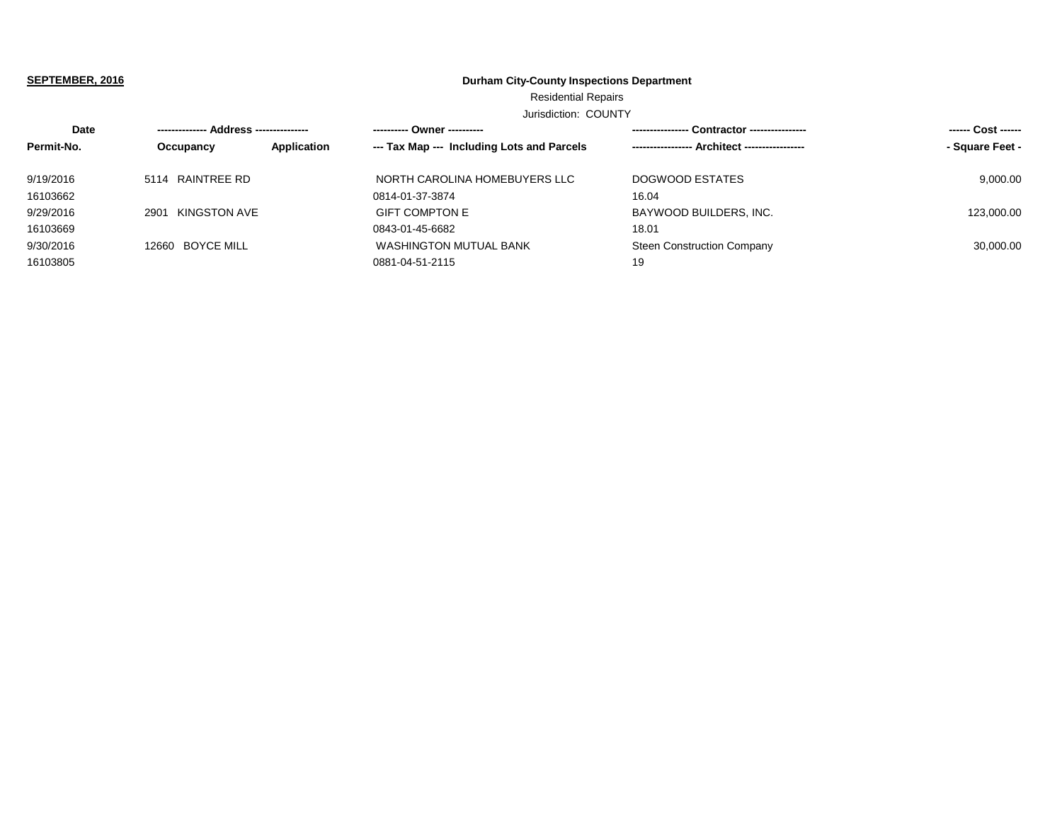**SEPTEMBER, 2016**

**Durham City-County Inspections Department**

Residential Repairs

Jurisdiction: COUNTY

| Date<br>Permit-No. | -------------- Address ---------------<br>Occupancy | <br>Application | ---------- Owner ----------<br>--- Tax Map --- Including Lots and Parcels | ---------------- Contractor ----------------<br>----------------- Architect ----------------- | ------ Cost ------<br>- Square Feet - |
|---|---|---|---|---|---|
| 9/19/2016<br>16103662 | 5114 RAINTREE RD | | NORTH CAROLINA HOMEBUYERS LLC<br>0814-01-37-3874 | DOGWOOD ESTATES<br>16.04 | 9,000.00 |
| 9/29/2016<br>16103669 | 2901 KINGSTON AVE | | GIFT COMPTON E<br>0843-01-45-6682 | BAYWOOD BUILDERS, INC.<br>18.01 | 123,000.00 |
| 9/30/2016<br>16103805 | 12660 BOYCE MILL | | WASHINGTON MUTUAL BANK<br>0881-04-51-2115 | Steen Construction Company<br>19 | 30,000.00 |